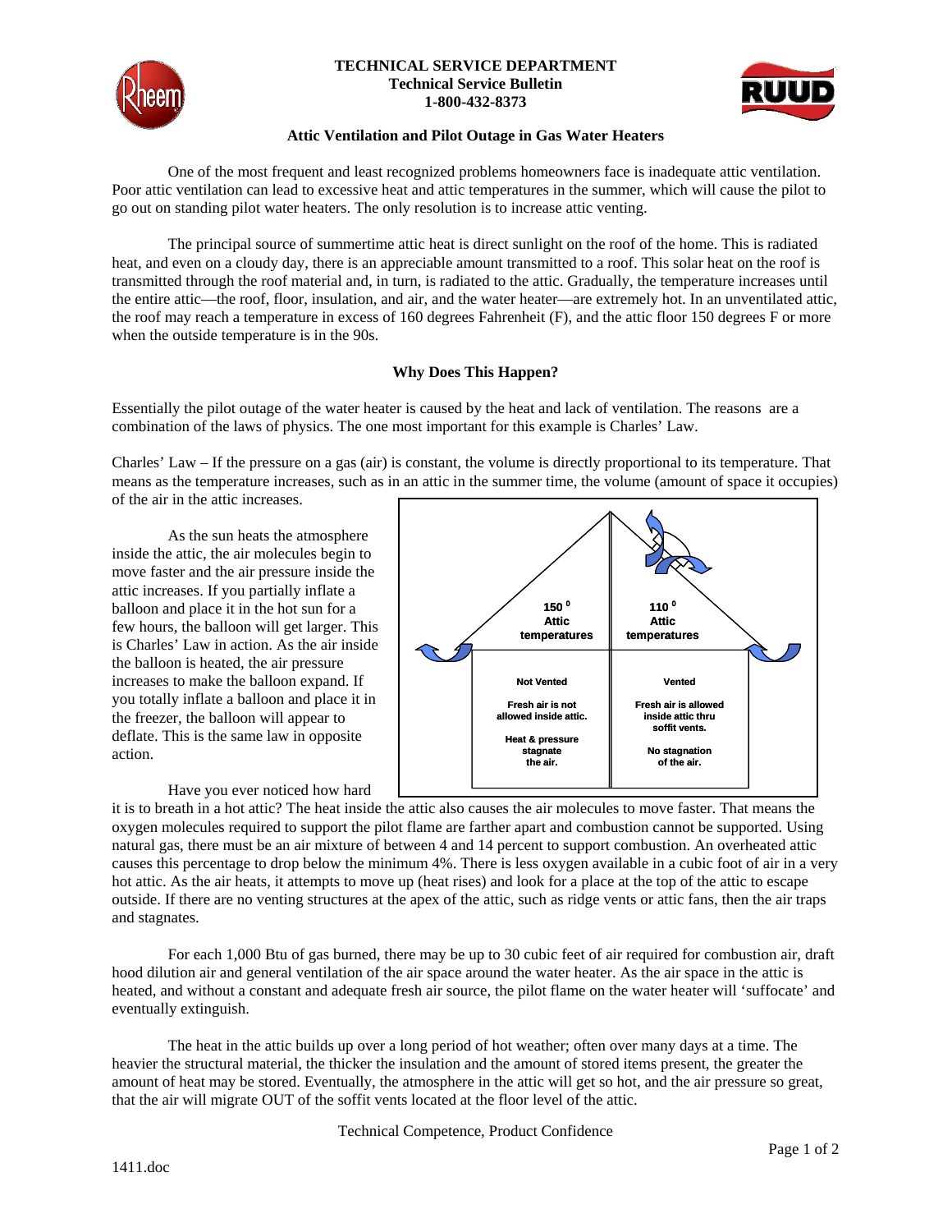**TECHNICAL SERVICE DEPARTMENT**
**Technical Service Bulletin**
**1-800-432-8373**

## Attic Ventilation and Pilot Outage in Gas Water Heaters

One of the most frequent and least recognized problems homeowners face is inadequate attic ventilation. Poor attic ventilation can lead to excessive heat and attic temperatures in the summer, which will cause the pilot to go out on standing pilot water heaters. The only resolution is to increase attic venting.

The principal source of summertime attic heat is direct sunlight on the roof of the home. This is radiated heat, and even on a cloudy day, there is an appreciable amount transmitted to a roof. This solar heat on the roof is transmitted through the roof material and, in turn, is radiated to the attic. Gradually, the temperature increases until the entire attic—the roof, floor, insulation, and air, and the water heater—are extremely hot. In an unventilated attic, the roof may reach a temperature in excess of 160 degrees Fahrenheit (F), and the attic floor 150 degrees F or more when the outside temperature is in the 90s.

### Why Does This Happen?

Essentially the pilot outage of the water heater is caused by the heat and lack of ventilation. The reasons are a combination of the laws of physics. The one most important for this example is Charles' Law.

Charles' Law – If the pressure on a gas (air) is constant, the volume is directly proportional to its temperature. That means as the temperature increases, such as in an attic in the summer time, the volume (amount of space it occupies) of the air in the attic increases.

As the sun heats the atmosphere inside the attic, the air molecules begin to move faster and the air pressure inside the attic increases. If you partially inflate a balloon and place it in the hot sun for a few hours, the balloon will get larger. This is Charles' Law in action. As the air inside the balloon is heated, the air pressure increases to make the balloon expand. If you totally inflate a balloon and place it in the freezer, the balloon will appear to deflate. This is the same law in opposite action.

| 150 ° Attic temperatures | 110 ° Attic temperatures |
|---|---|
| **Not Vented** | **Vented** |
| Fresh air is not allowed inside attic. | Fresh air is allowed inside attic thru soffit vents. |
| Heat & pressure stagnate the air. | No stagnation of the air. |

Have you ever noticed how hard it is to breath in a hot attic? The heat inside the attic also causes the air molecules to move faster. That means the oxygen molecules required to support the pilot flame are farther apart and combustion cannot be supported. Using natural gas, there must be an air mixture of between 4 and 14 percent to support combustion. An overheated attic causes this percentage to drop below the minimum 4%. There is less oxygen available in a cubic foot of air in a very hot attic. As the air heats, it attempts to move up (heat rises) and look for a place at the top of the attic to escape outside. If there are no venting structures at the apex of the attic, such as ridge vents or attic fans, then the air traps and stagnates.

For each 1,000 Btu of gas burned, there may be up to 30 cubic feet of air required for combustion air, draft hood dilution air and general ventilation of the air space around the water heater. As the air space in the attic is heated, and without a constant and adequate fresh air source, the pilot flame on the water heater will 'suffocate' and eventually extinguish.

The heat in the attic builds up over a long period of hot weather; often over many days at a time. The heavier the structural material, the thicker the insulation and the amount of stored items present, the greater the amount of heat may be stored. Eventually, the atmosphere in the attic will get so hot, and the air pressure so great, that the air will migrate OUT of the soffit vents located at the floor level of the attic.

Technical Competence, Product Confidence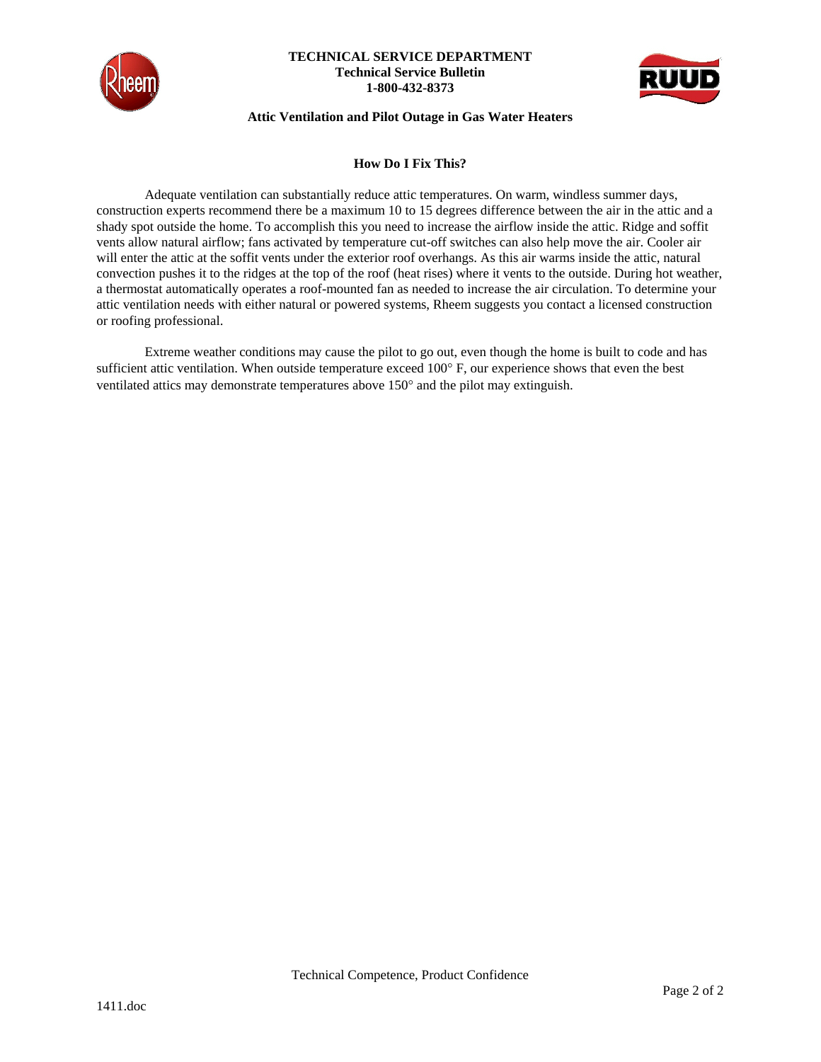**TECHNICAL SERVICE DEPARTMENT**
**Technical Service Bulletin**
**1-800-432-8373**

**Attic Ventilation and Pilot Outage in Gas Water Heaters**

### How Do I Fix This?

Adequate ventilation can substantially reduce attic temperatures. On warm, windless summer days, construction experts recommend there be a maximum 10 to 15 degrees difference between the air in the attic and a shady spot outside the home. To accomplish this you need to increase the airflow inside the attic. Ridge and soffit vents allow natural airflow; fans activated by temperature cut-off switches can also help move the air. Cooler air will enter the attic at the soffit vents under the exterior roof overhangs. As this air warms inside the attic, natural convection pushes it to the ridges at the top of the roof (heat rises) where it vents to the outside. During hot weather, a thermostat automatically operates a roof-mounted fan as needed to increase the air circulation. To determine your attic ventilation needs with either natural or powered systems, Rheem suggests you contact a licensed construction or roofing professional.

Extreme weather conditions may cause the pilot to go out, even though the home is built to code and has sufficient attic ventilation. When outside temperature exceed 100° F, our experience shows that even the best ventilated attics may demonstrate temperatures above 150° and the pilot may extinguish.

Technical Competence, Product Confidence

1411.doc